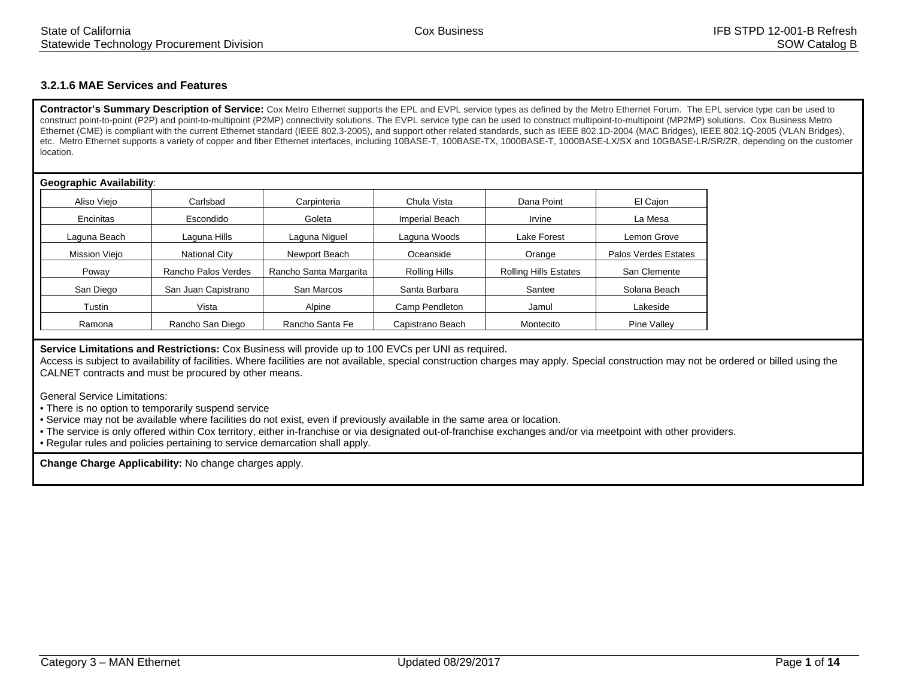### 3.2.1.6 MAE Services and Features

**Contractor's Summary Description of Service:** Cox Metro Ethernet supports the EPL and EVPL service types as defined by the Metro Ethernet Forum. The EPL service type can be used to construct point-to-point (P2P) and point-to-multipoint (P2MP) connectivity solutions. The EVPL service type can be used to construct multipoint-to-multipoint (MP2MP) solutions. Cox Business Metro Ethernet (CME) is compliant with the current Ethernet standard (IEEE 802.3-2005), and support other related standards, such as IEEE 802.1D-2004 (MAC Bridges), IEEE 802.1Q-2005 (VLAN Bridges), etc. Metro Ethernet supports a variety of copper and fiber Ethernet interfaces, including 10BASE-T, 100BASE-TX, 1000BASE-T, 1000BASE-LX/SX and 10GBASE-LR/SR/ZR, depending on the customer location.

**Geographic Availability**:

| | | | | | |
|---|---|---|---|---|---|
| Aliso Viejo | Carlsbad | Carpinteria | Chula Vista | Dana Point | El Cajon |
| Encinitas | Escondido | Goleta | Imperial Beach | Irvine | La Mesa |
| Laguna Beach | Laguna Hills | Laguna Niguel | Laguna Woods | Lake Forest | Lemon Grove |
| Mission Viejo | National City | Newport Beach | Oceanside | Orange | Palos Verdes Estates |
| Poway | Rancho Palos Verdes | Rancho Santa Margarita | Rolling Hills | Rolling Hills Estates | San Clemente |
| San Diego | San Juan Capistrano | San Marcos | Santa Barbara | Santee | Solana Beach |
| Tustin | Vista | Alpine | Camp Pendleton | Jamul | Lakeside |
| Ramona | Rancho San Diego | Rancho Santa Fe | Capistrano Beach | Montecito | Pine Valley |

**Service Limitations and Restrictions:** Cox Business will provide up to 100 EVCs per UNI as required.
Access is subject to availability of facilities. Where facilities are not available, special construction charges may apply. Special construction may not be ordered or billed using the CALNET contracts and must be procured by other means.

General Service Limitations:

- There is no option to temporarily suspend service
- Service may not be available where facilities do not exist, even if previously available in the same area or location.
- The service is only offered within Cox territory, either in-franchise or via designated out-of-franchise exchanges and/or via meetpoint with other providers.
- Regular rules and policies pertaining to service demarcation shall apply.

**Change Charge Applicability:** No change charges apply.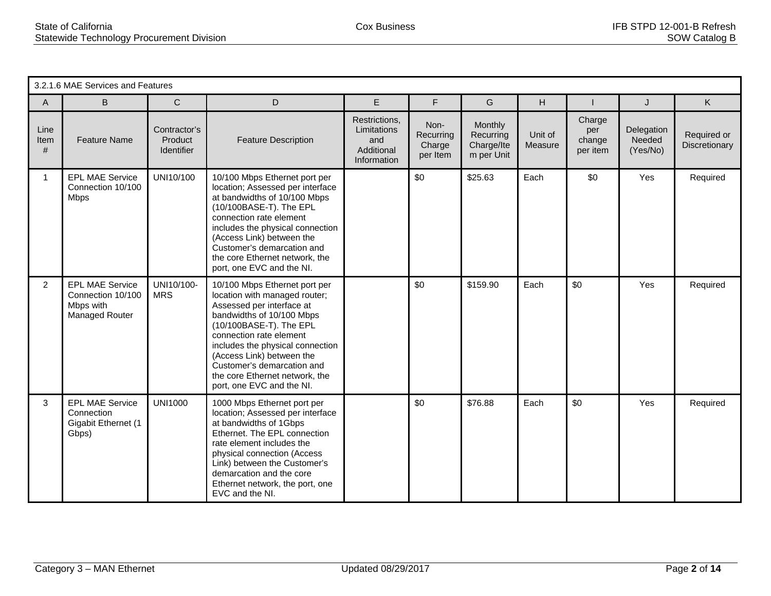| 3.2.1.6 MAE Services and Features | | | | | | | | | | |
|---|---|---|---|---|---|---|---|---|---|---|
| A | B | C | D | E | F | G | H | I | J | K |
| Line Item # | Feature Name | Contractor's Product Identifier | Feature Description | Restrictions, Limitations and Additional Information | Non-Recurring Charge per Item | Monthly Recurring Charge/Item per Unit | Unit of Measure | Charge per change per item | Delegation Needed (Yes/No) | Required or Discretionary |
| 1 | EPL MAE Service Connection 10/100 Mbps | UNI10/100 | 10/100 Mbps Ethernet port per location; Assessed per interface at bandwidths of 10/100 Mbps (10/100BASE-T). The EPL connection rate element includes the physical connection (Access Link) between the Customer's demarcation and the core Ethernet network, the port, one EVC and the NI. | | $0 | $25.63 | Each | $0 | Yes | Required |
| 2 | EPL MAE Service Connection 10/100 Mbps with Managed Router | UNI10/100-MRS | 10/100 Mbps Ethernet port per location with managed router; Assessed per interface at bandwidths of 10/100 Mbps (10/100BASE-T). The EPL connection rate element includes the physical connection (Access Link) between the Customer's demarcation and the core Ethernet network, the port, one EVC and the NI. | | $0 | $159.90 | Each | $0 | Yes | Required |
| 3 | EPL MAE Service Connection Gigabit Ethernet (1 Gbps) | UNI1000 | 1000 Mbps Ethernet port per location; Assessed per interface at bandwidths of 1Gbps Ethernet. The EPL connection rate element includes the physical connection (Access Link) between the Customer's demarcation and the core Ethernet network, the port, one EVC and the NI. | | $0 | $76.88 | Each | $0 | Yes | Required |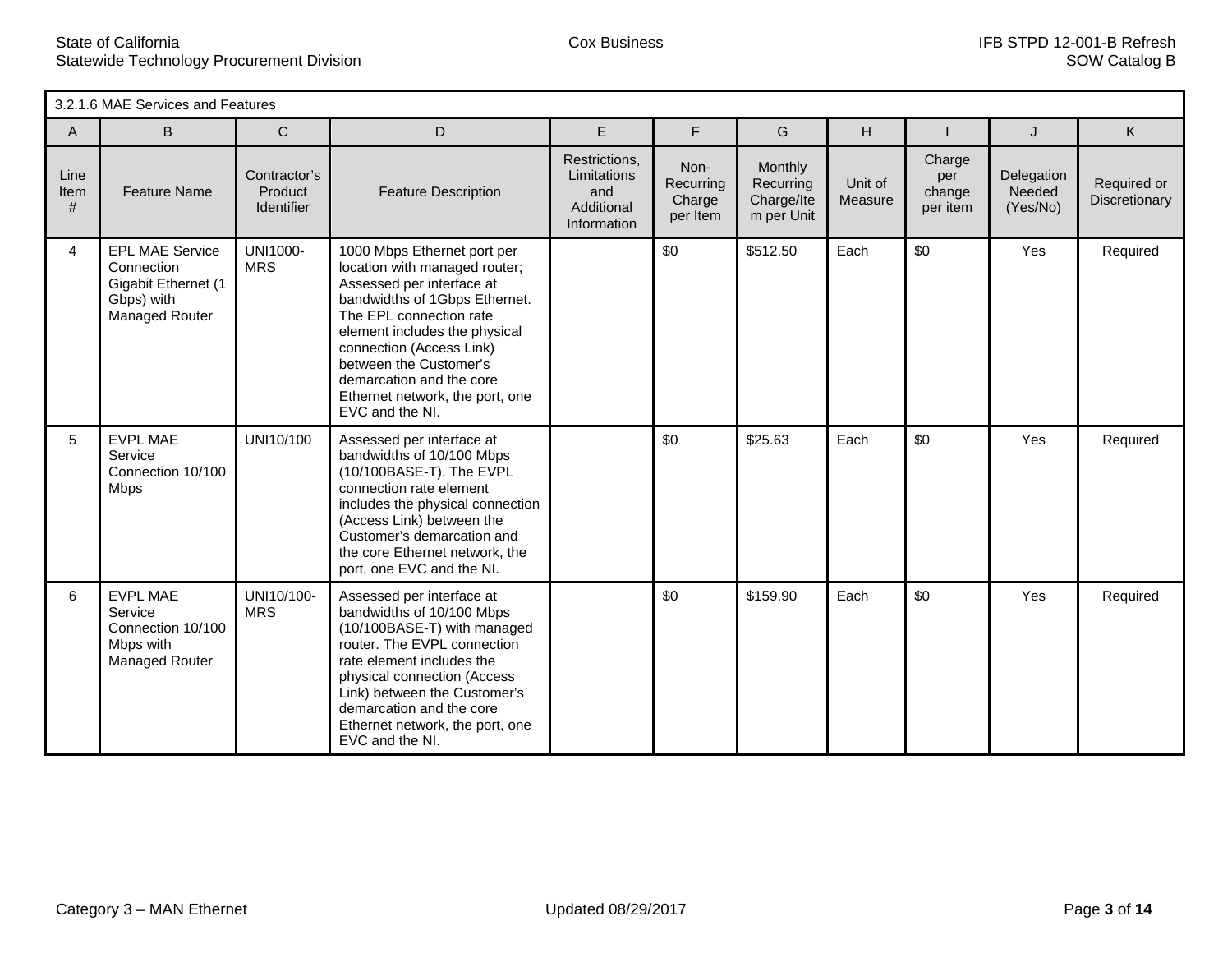| 3.2.1.6 MAE Services and Features | | | | | | | | | | |
|---|---|---|---|---|---|---|---|---|---|---|
| A | B | C | D | E | F | G | H | I | J | K |
| Line Item # | Feature Name | Contractor's Product Identifier | Feature Description | Restrictions, Limitations and Additional Information | Non-Recurring Charge per Item | Monthly Recurring Charge/Item per Unit | Unit of Measure | Charge per change per item | Delegation Needed (Yes/No) | Required or Discretionary |
| 4 | EPL MAE Service Connection Gigabit Ethernet (1 Gbps) with Managed Router | UNI1000-MRS | 1000 Mbps Ethernet port per location with managed router; Assessed per interface at bandwidths of 1Gbps Ethernet. The EPL connection rate element includes the physical connection (Access Link) between the Customer's demarcation and the core Ethernet network, the port, one EVC and the NI. | | $0 | $512.50 | Each | $0 | Yes | Required |
| 5 | EVPL MAE Service Connection 10/100 Mbps | UNI10/100 | Assessed per interface at bandwidths of 10/100 Mbps (10/100BASE-T). The EVPL connection rate element includes the physical connection (Access Link) between the Customer's demarcation and the core Ethernet network, the port, one EVC and the NI. | | $0 | $25.63 | Each | $0 | Yes | Required |
| 6 | EVPL MAE Service Connection 10/100 Mbps with Managed Router | UNI10/100-MRS | Assessed per interface at bandwidths of 10/100 Mbps (10/100BASE-T) with managed router. The EVPL connection rate element includes the physical connection (Access Link) between the Customer's demarcation and the core Ethernet network, the port, one EVC and the NI. | | $0 | $159.90 | Each | $0 | Yes | Required |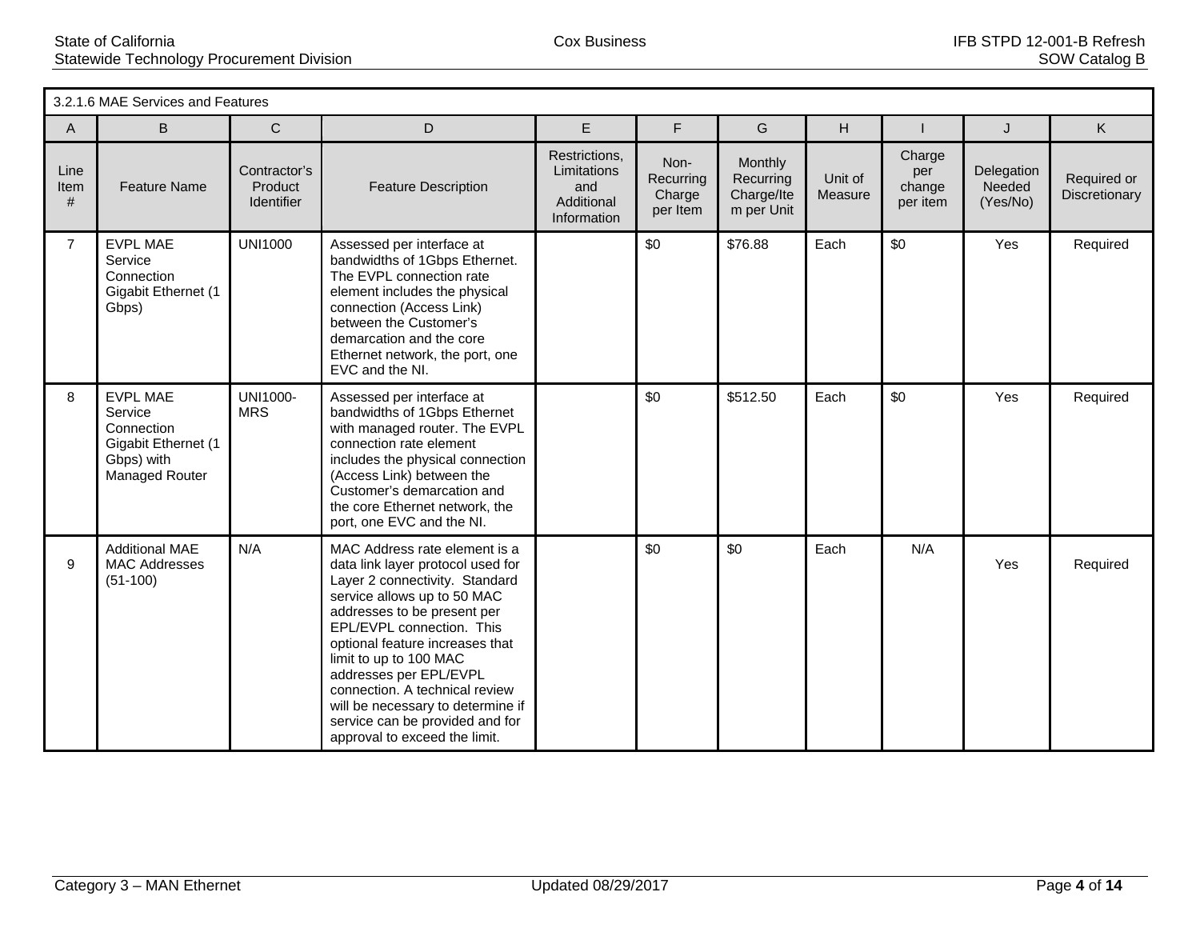| 3.2.1.6 MAE Services and Features | | | | | | | | | | |
|---|---|---|---|---|---|---|---|---|---|---|
| A | B | C | D | E | F | G | H | I | J | K |
| Line Item # | Feature Name | Contractor's Product Identifier | Feature Description | Restrictions, Limitations and Additional Information | Non-Recurring Charge per Item | Monthly Recurring Charge/Item per Unit | Unit of Measure | Charge per change per item | Delegation Needed (Yes/No) | Required or Discretionary |
| 7 | EVPL MAE Service Connection Gigabit Ethernet (1 Gbps) | UNI1000 | Assessed per interface at bandwidths of 1Gbps Ethernet. The EVPL connection rate element includes the physical connection (Access Link) between the Customer's demarcation and the core Ethernet network, the port, one EVC and the NI. | | $0 | $76.88 | Each | $0 | Yes | Required |
| 8 | EVPL MAE Service Connection Gigabit Ethernet (1 Gbps) with Managed Router | UNI1000-MRS | Assessed per interface at bandwidths of 1Gbps Ethernet with managed router. The EVPL connection rate element includes the physical connection (Access Link) between the Customer's demarcation and the core Ethernet network, the port, one EVC and the NI. | | $0 | $512.50 | Each | $0 | Yes | Required |
| 9 | Additional MAE MAC Addresses (51-100) | N/A | MAC Address rate element is a data link layer protocol used for Layer 2 connectivity. Standard service allows up to 50 MAC addresses to be present per EPL/EVPL connection. This optional feature increases that limit to up to 100 MAC addresses per EPL/EVPL connection. A technical review will be necessary to determine if service can be provided and for approval to exceed the limit. | | $0 | $0 | Each | N/A | Yes | Required |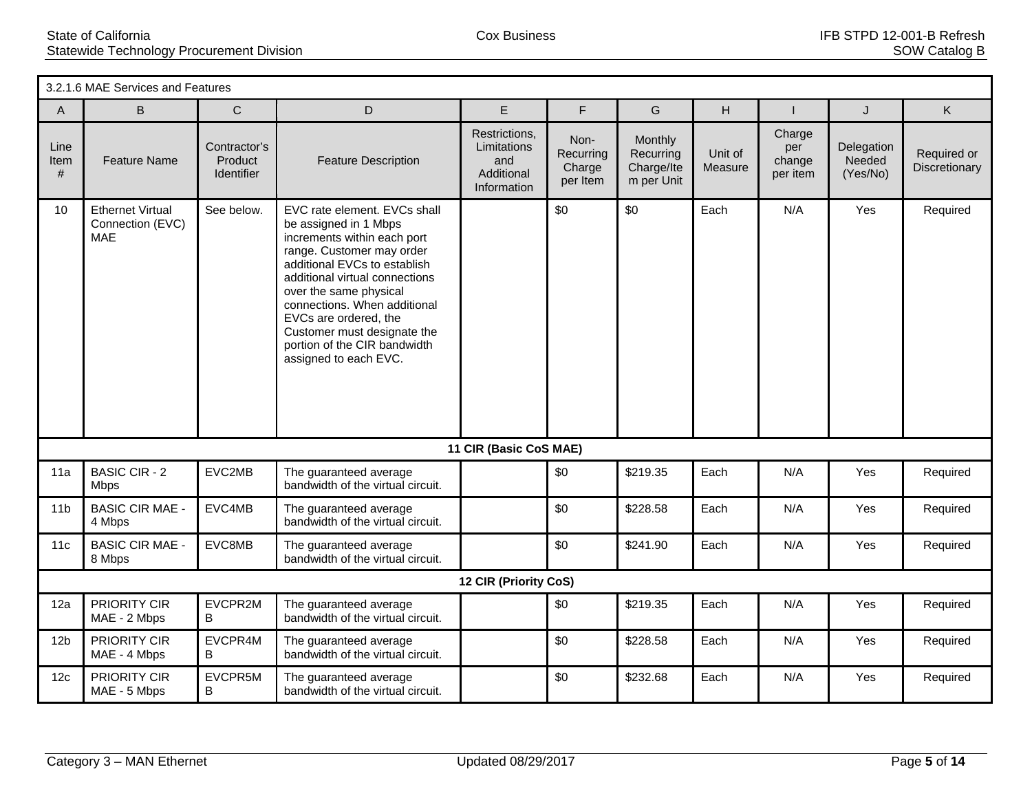| 3.2.1.6 MAE Services and Features | | | | | | | | | | |
|---|---|---|---|---|---|---|---|---|---|---|
| A | B | C | D | E | F | G | H | I | J | K |
| Line Item # | Feature Name | Contractor's Product Identifier | Feature Description | Restrictions, Limitations and Additional Information | Non-Recurring Charge per Item | Monthly Recurring Charge/Item per Unit | Unit of Measure | Charge per change per item | Delegation Needed (Yes/No) | Required or Discretionary |
| 10 | Ethernet Virtual Connection (EVC) MAE | See below. | EVC rate element. EVCs shall be assigned in 1 Mbps increments within each port range. Customer may order additional EVCs to establish additional virtual connections over the same physical connections. When additional EVCs are ordered, the Customer must designate the portion of the CIR bandwidth assigned to each EVC. | | $0 | $0 | Each | N/A | Yes | Required |
| **11 CIR (Basic CoS MAE)** | | | | | | | | | | |
| 11a | BASIC CIR - 2 Mbps | EVC2MB | The guaranteed average bandwidth of the virtual circuit. | | $0 | $219.35 | Each | N/A | Yes | Required |
| 11b | BASIC CIR MAE - 4 Mbps | EVC4MB | The guaranteed average bandwidth of the virtual circuit. | | $0 | $228.58 | Each | N/A | Yes | Required |
| 11c | BASIC CIR MAE - 8 Mbps | EVC8MB | The guaranteed average bandwidth of the virtual circuit. | | $0 | $241.90 | Each | N/A | Yes | Required |
| **12 CIR (Priority CoS)** | | | | | | | | | | |
| 12a | PRIORITY CIR MAE - 2 Mbps | EVCPR2MB | The guaranteed average bandwidth of the virtual circuit. | | $0 | $219.35 | Each | N/A | Yes | Required |
| 12b | PRIORITY CIR MAE - 4 Mbps | EVCPR4MB | The guaranteed average bandwidth of the virtual circuit. | | $0 | $228.58 | Each | N/A | Yes | Required |
| 12c | PRIORITY CIR MAE - 5 Mbps | EVCPR5MB | The guaranteed average bandwidth of the virtual circuit. | | $0 | $232.68 | Each | N/A | Yes | Required |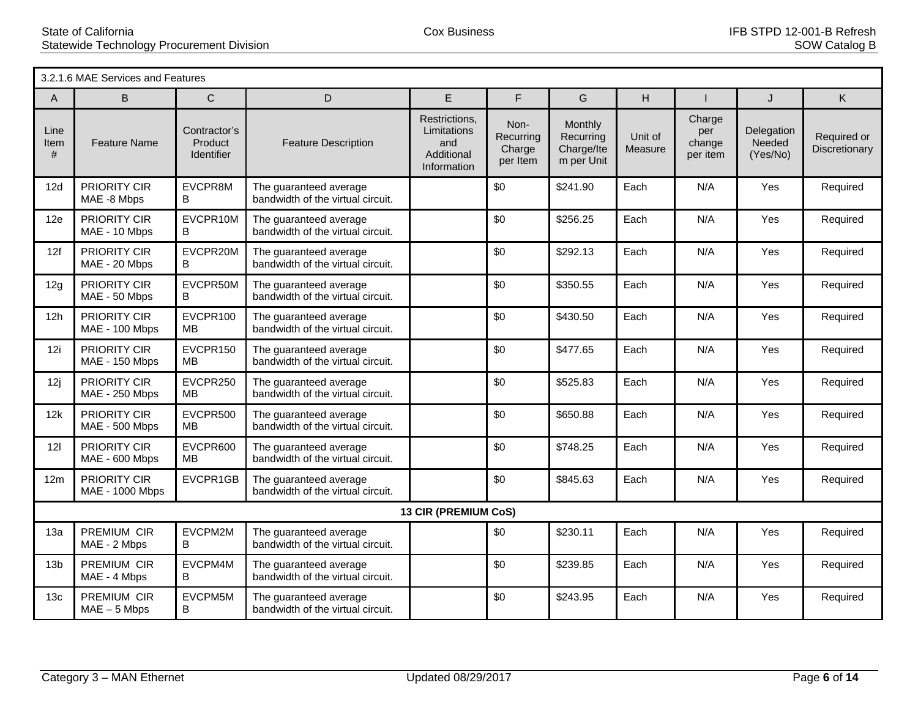| 3.2.1.6 MAE Services and Features | | | | | | | | | | |
|---|---|---|---|---|---|---|---|---|---|---|
| A | B | C | D | E | F | G | H | I | J | K |
| Line Item # | Feature Name | Contractor's Product Identifier | Feature Description | Restrictions, Limitations and Additional Information | Non-Recurring Charge per Item | Monthly Recurring Charge/Item per Unit | Unit of Measure | Charge per change per item | Delegation Needed (Yes/No) | Required or Discretionary |
| 12d | PRIORITY CIR MAE -8 Mbps | EVCPR8MB | The guaranteed average bandwidth of the virtual circuit. | | $0 | $241.90 | Each | N/A | Yes | Required |
| 12e | PRIORITY CIR MAE - 10 Mbps | EVCPR10MB | The guaranteed average bandwidth of the virtual circuit. | | $0 | $256.25 | Each | N/A | Yes | Required |
| 12f | PRIORITY CIR MAE - 20 Mbps | EVCPR20MB | The guaranteed average bandwidth of the virtual circuit. | | $0 | $292.13 | Each | N/A | Yes | Required |
| 12g | PRIORITY CIR MAE - 50 Mbps | EVCPR50MB | The guaranteed average bandwidth of the virtual circuit. | | $0 | $350.55 | Each | N/A | Yes | Required |
| 12h | PRIORITY CIR MAE - 100 Mbps | EVCPR100MB | The guaranteed average bandwidth of the virtual circuit. | | $0 | $430.50 | Each | N/A | Yes | Required |
| 12i | PRIORITY CIR MAE - 150 Mbps | EVCPR150MB | The guaranteed average bandwidth of the virtual circuit. | | $0 | $477.65 | Each | N/A | Yes | Required |
| 12j | PRIORITY CIR MAE - 250 Mbps | EVCPR250MB | The guaranteed average bandwidth of the virtual circuit. | | $0 | $525.83 | Each | N/A | Yes | Required |
| 12k | PRIORITY CIR MAE - 500 Mbps | EVCPR500MB | The guaranteed average bandwidth of the virtual circuit. | | $0 | $650.88 | Each | N/A | Yes | Required |
| 12l | PRIORITY CIR MAE - 600 Mbps | EVCPR600MB | The guaranteed average bandwidth of the virtual circuit. | | $0 | $748.25 | Each | N/A | Yes | Required |
| 12m | PRIORITY CIR MAE - 1000 Mbps | EVCPR1GB | The guaranteed average bandwidth of the virtual circuit. | | $0 | $845.63 | Each | N/A | Yes | Required |
| **13 CIR (PREMIUM CoS)** | | | | | | | | | | |
| 13a | PREMIUM CIR MAE - 2 Mbps | EVCPM2MB | The guaranteed average bandwidth of the virtual circuit. | | $0 | $230.11 | Each | N/A | Yes | Required |
| 13b | PREMIUM CIR MAE - 4 Mbps | EVCPM4MB | The guaranteed average bandwidth of the virtual circuit. | | $0 | $239.85 | Each | N/A | Yes | Required |
| 13c | PREMIUM CIR MAE – 5 Mbps | EVCPM5MB | The guaranteed average bandwidth of the virtual circuit. | | $0 | $243.95 | Each | N/A | Yes | Required |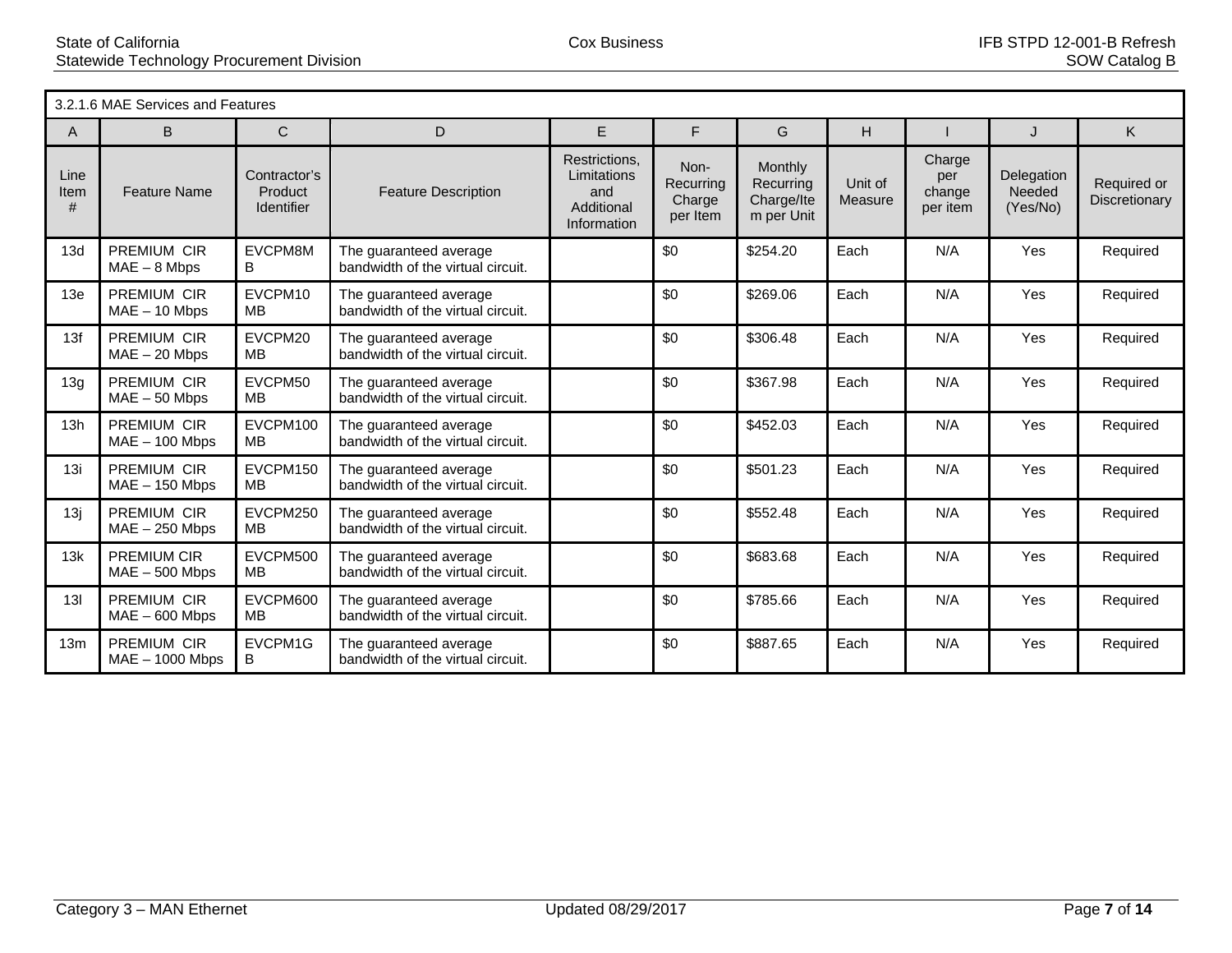| 3.2.1.6 MAE Services and Features | | | | | | | | | | |
|---|---|---|---|---|---|---|---|---|---|---|
| A | B | C | D | E | F | G | H | I | J | K |
| Line Item # | Feature Name | Contractor's Product Identifier | Feature Description | Restrictions, Limitations and Additional Information | Non-Recurring Charge per Item | Monthly Recurring Charge/Item per Unit | Unit of Measure | Charge per change per item | Delegation Needed (Yes/No) | Required or Discretionary |
| 13d | PREMIUM CIR MAE – 8 Mbps | EVCPM8MB | The guaranteed average bandwidth of the virtual circuit. | | $0 | $254.20 | Each | N/A | Yes | Required |
| 13e | PREMIUM CIR MAE – 10 Mbps | EVCPM10MB | The guaranteed average bandwidth of the virtual circuit. | | $0 | $269.06 | Each | N/A | Yes | Required |
| 13f | PREMIUM CIR MAE – 20 Mbps | EVCPM20MB | The guaranteed average bandwidth of the virtual circuit. | | $0 | $306.48 | Each | N/A | Yes | Required |
| 13g | PREMIUM CIR MAE – 50 Mbps | EVCPM50MB | The guaranteed average bandwidth of the virtual circuit. | | $0 | $367.98 | Each | N/A | Yes | Required |
| 13h | PREMIUM CIR MAE – 100 Mbps | EVCPM100MB | The guaranteed average bandwidth of the virtual circuit. | | $0 | $452.03 | Each | N/A | Yes | Required |
| 13i | PREMIUM CIR MAE – 150 Mbps | EVCPM150MB | The guaranteed average bandwidth of the virtual circuit. | | $0 | $501.23 | Each | N/A | Yes | Required |
| 13j | PREMIUM CIR MAE – 250 Mbps | EVCPM250MB | The guaranteed average bandwidth of the virtual circuit. | | $0 | $552.48 | Each | N/A | Yes | Required |
| 13k | PREMIUM CIR MAE – 500 Mbps | EVCPM500MB | The guaranteed average bandwidth of the virtual circuit. | | $0 | $683.68 | Each | N/A | Yes | Required |
| 13l | PREMIUM CIR MAE – 600 Mbps | EVCPM600MB | The guaranteed average bandwidth of the virtual circuit. | | $0 | $785.66 | Each | N/A | Yes | Required |
| 13m | PREMIUM CIR MAE – 1000 Mbps | EVCPM1GB | The guaranteed average bandwidth of the virtual circuit. | | $0 | $887.65 | Each | N/A | Yes | Required |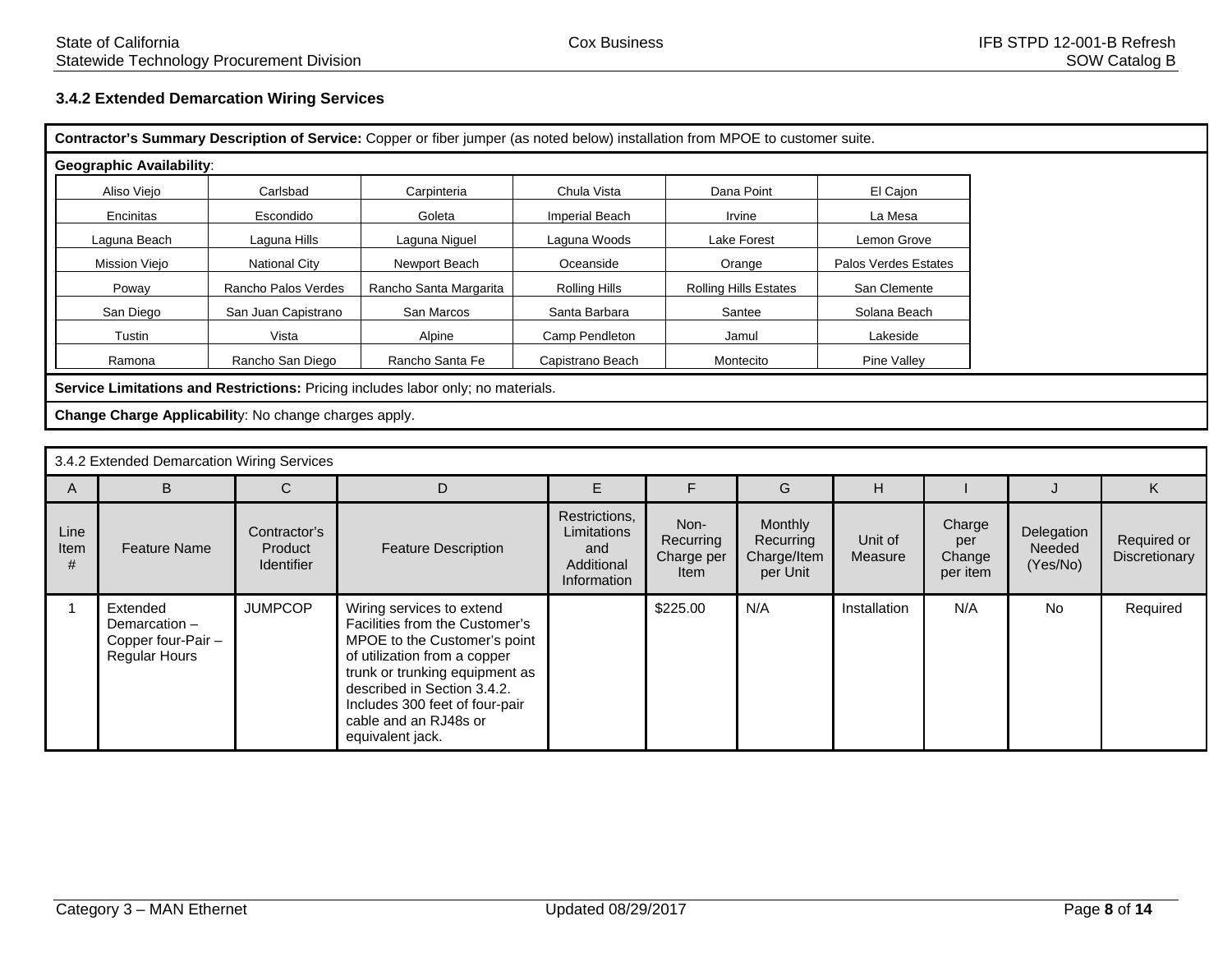### 3.4.2 Extended Demarcation Wiring Services

**Contractor's Summary Description of Service:** Copper or fiber jumper (as noted below) installation from MPOE to customer suite.

**Geographic Availability**:

| | | | | | |
|---|---|---|---|---|---|
| Aliso Viejo | Carlsbad | Carpinteria | Chula Vista | Dana Point | El Cajon |
| Encinitas | Escondido | Goleta | Imperial Beach | Irvine | La Mesa |
| Laguna Beach | Laguna Hills | Laguna Niguel | Laguna Woods | Lake Forest | Lemon Grove |
| Mission Viejo | National City | Newport Beach | Oceanside | Orange | Palos Verdes Estates |
| Poway | Rancho Palos Verdes | Rancho Santa Margarita | Rolling Hills | Rolling Hills Estates | San Clemente |
| San Diego | San Juan Capistrano | San Marcos | Santa Barbara | Santee | Solana Beach |
| Tustin | Vista | Alpine | Camp Pendleton | Jamul | Lakeside |
| Ramona | Rancho San Diego | Rancho Santa Fe | Capistrano Beach | Montecito | Pine Valley |

**Service Limitations and Restrictions:** Pricing includes labor only; no materials.

**Change Charge Applicability**: No change charges apply.

3.4.2 Extended Demarcation Wiring Services

| A | B | C | D | E | F | G | H | I | J | K |
|---|---|---|---|---|---|---|---|---|---|---|
| Line Item # | Feature Name | Contractor's Product Identifier | Feature Description | Restrictions, Limitations and Additional Information | Non-Recurring Charge per Item | Monthly Recurring Charge/Item per Unit | Unit of Measure | Charge per Change per item | Delegation Needed (Yes/No) | Required or Discretionary |
| 1 | Extended Demarcation – Copper four-Pair – Regular Hours | JUMPCOP | Wiring services to extend Facilities from the Customer's MPOE to the Customer's point of utilization from a copper trunk or trunking equipment as described in Section 3.4.2. Includes 300 feet of four-pair cable and an RJ48s or equivalent jack. | | $225.00 | N/A | Installation | N/A | No | Required |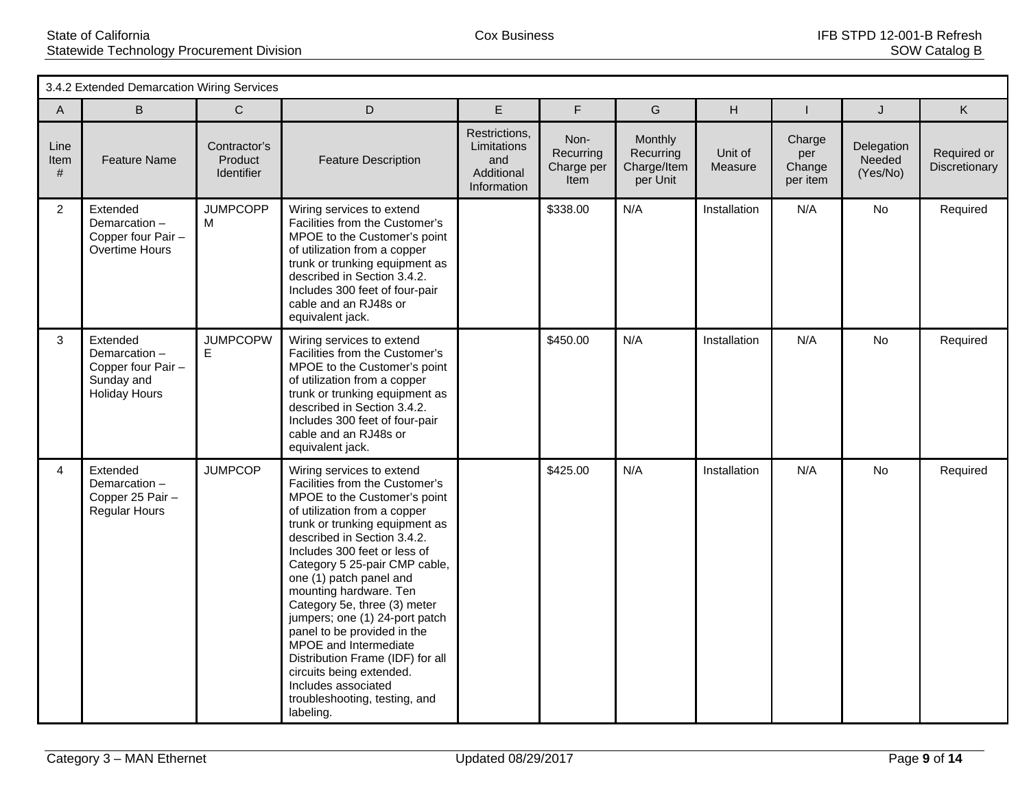| 3.4.2 Extended Demarcation Wiring Services | | | | | | | | | | |
|---|---|---|---|---|---|---|---|---|---|---|
| A | B | C | D | E | F | G | H | I | J | K |
| Line Item # | Feature Name | Contractor's Product Identifier | Feature Description | Restrictions, Limitations and Additional Information | Non-Recurring Charge per Item | Monthly Recurring Charge/Item per Unit | Unit of Measure | Charge per Change per item | Delegation Needed (Yes/No) | Required or Discretionary |
| 2 | Extended Demarcation – Copper four Pair – Overtime Hours | JUMPCOPPM | Wiring services to extend Facilities from the Customer's MPOE to the Customer's point of utilization from a copper trunk or trunking equipment as described in Section 3.4.2. Includes 300 feet of four-pair cable and an RJ48s or equivalent jack. | | $338.00 | N/A | Installation | N/A | No | Required |
| 3 | Extended Demarcation – Copper four Pair – Sunday and Holiday Hours | JUMPCOPWE | Wiring services to extend Facilities from the Customer's MPOE to the Customer's point of utilization from a copper trunk or trunking equipment as described in Section 3.4.2. Includes 300 feet of four-pair cable and an RJ48s or equivalent jack. | | $450.00 | N/A | Installation | N/A | No | Required |
| 4 | Extended Demarcation – Copper 25 Pair – Regular Hours | JUMPCOP | Wiring services to extend Facilities from the Customer's MPOE to the Customer's point of utilization from a copper trunk or trunking equipment as described in Section 3.4.2. Includes 300 feet or less of Category 5 25-pair CMP cable, one (1) patch panel and mounting hardware. Ten Category 5e, three (3) meter jumpers; one (1) 24-port patch panel to be provided in the MPOE and Intermediate Distribution Frame (IDF) for all circuits being extended. Includes associated troubleshooting, testing, and labeling. | | $425.00 | N/A | Installation | N/A | No | Required |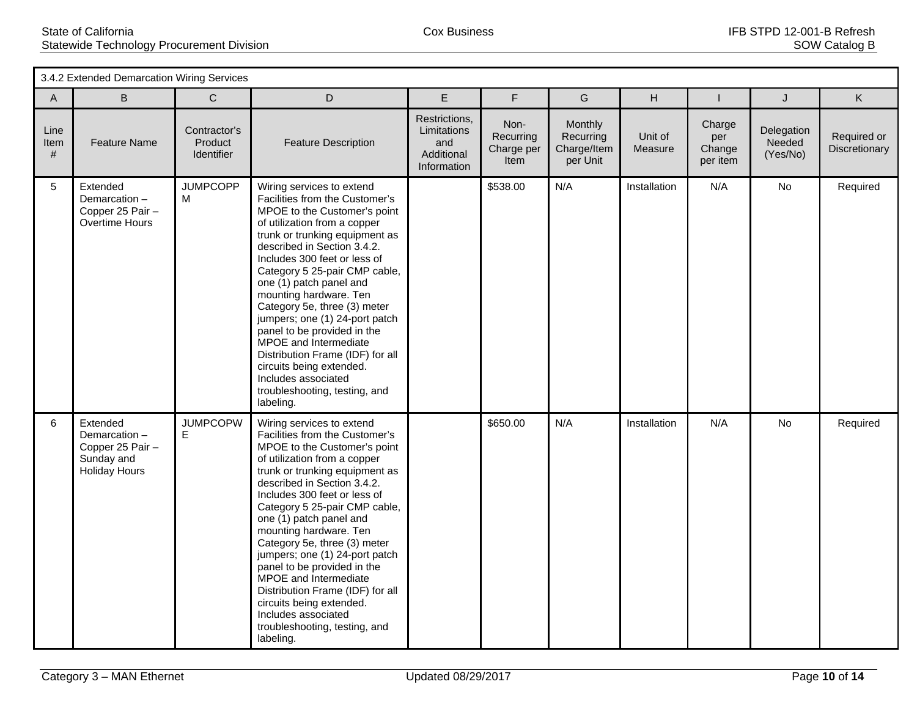| 3.4.2 Extended Demarcation Wiring Services | | | | | | | | | | |
|---|---|---|---|---|---|---|---|---|---|---|
| A | B | C | D | E | F | G | H | I | J | K |
| Line Item # | Feature Name | Contractor's Product Identifier | Feature Description | Restrictions, Limitations and Additional Information | Non-Recurring Charge per Item | Monthly Recurring Charge/Item per Unit | Unit of Measure | Charge per Change per item | Delegation Needed (Yes/No) | Required or Discretionary |
| 5 | Extended Demarcation – Copper 25 Pair – Overtime Hours | JUMPCOPPM | Wiring services to extend Facilities from the Customer's MPOE to the Customer's point of utilization from a copper trunk or trunking equipment as described in Section 3.4.2. Includes 300 feet or less of Category 5 25-pair CMP cable, one (1) patch panel and mounting hardware. Ten Category 5e, three (3) meter jumpers; one (1) 24-port patch panel to be provided in the MPOE and Intermediate Distribution Frame (IDF) for all circuits being extended. Includes associated troubleshooting, testing, and labeling. | | $538.00 | N/A | Installation | N/A | No | Required |
| 6 | Extended Demarcation – Copper 25 Pair – Sunday and Holiday Hours | JUMPCOPWE | Wiring services to extend Facilities from the Customer's MPOE to the Customer's point of utilization from a copper trunk or trunking equipment as described in Section 3.4.2. Includes 300 feet or less of Category 5 25-pair CMP cable, one (1) patch panel and mounting hardware. Ten Category 5e, three (3) meter jumpers; one (1) 24-port patch panel to be provided in the MPOE and Intermediate Distribution Frame (IDF) for all circuits being extended. Includes associated troubleshooting, testing, and labeling. | | $650.00 | N/A | Installation | N/A | No | Required |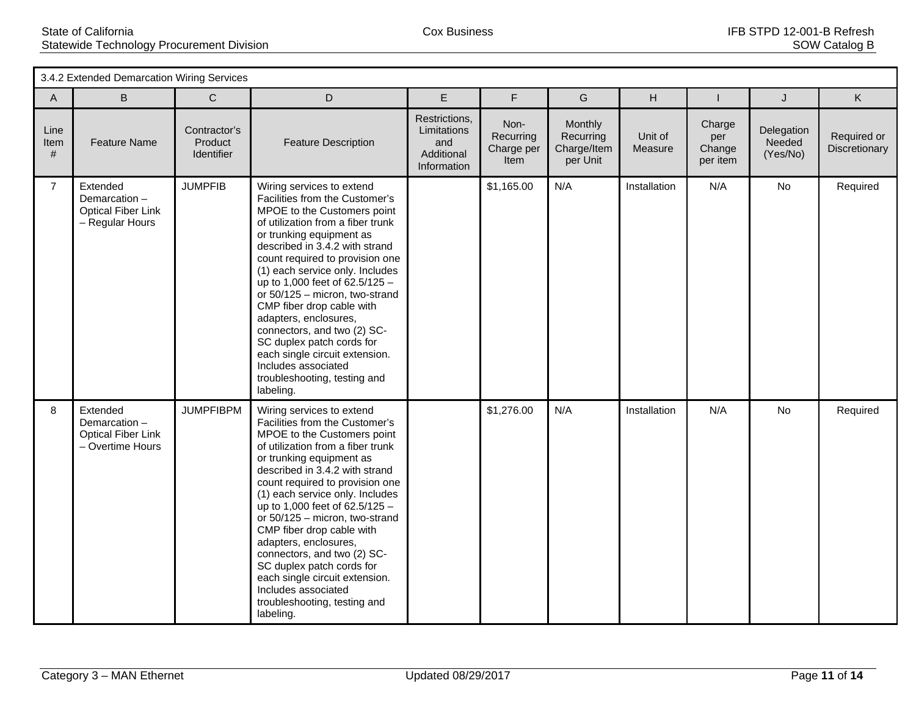| 3.4.2 Extended Demarcation Wiring Services | | | | | | | | | | |
|---|---|---|---|---|---|---|---|---|---|---|
| A | B | C | D | E | F | G | H | I | J | K |
| Line Item # | Feature Name | Contractor's Product Identifier | Feature Description | Restrictions, Limitations and Additional Information | Non-Recurring Charge per Item | Monthly Recurring Charge/Item per Unit | Unit of Measure | Charge per Change per item | Delegation Needed (Yes/No) | Required or Discretionary |
| 7 | Extended Demarcation – Optical Fiber Link – Regular Hours | JUMPFIB | Wiring services to extend Facilities from the Customer's MPOE to the Customers point of utilization from a fiber trunk or trunking equipment as described in 3.4.2 with strand count required to provision one (1) each service only. Includes up to 1,000 feet of 62.5/125 – or 50/125 – micron, two-strand CMP fiber drop cable with adapters, enclosures, connectors, and two (2) SC-SC duplex patch cords for each single circuit extension. Includes associated troubleshooting, testing and labeling. | | $1,165.00 | N/A | Installation | N/A | No | Required |
| 8 | Extended Demarcation – Optical Fiber Link – Overtime Hours | JUMPFIBPM | Wiring services to extend Facilities from the Customer's MPOE to the Customers point of utilization from a fiber trunk or trunking equipment as described in 3.4.2 with strand count required to provision one (1) each service only. Includes up to 1,000 feet of 62.5/125 – or 50/125 – micron, two-strand CMP fiber drop cable with adapters, enclosures, connectors, and two (2) SC-SC duplex patch cords for each single circuit extension. Includes associated troubleshooting, testing and labeling. | | $1,276.00 | N/A | Installation | N/A | No | Required |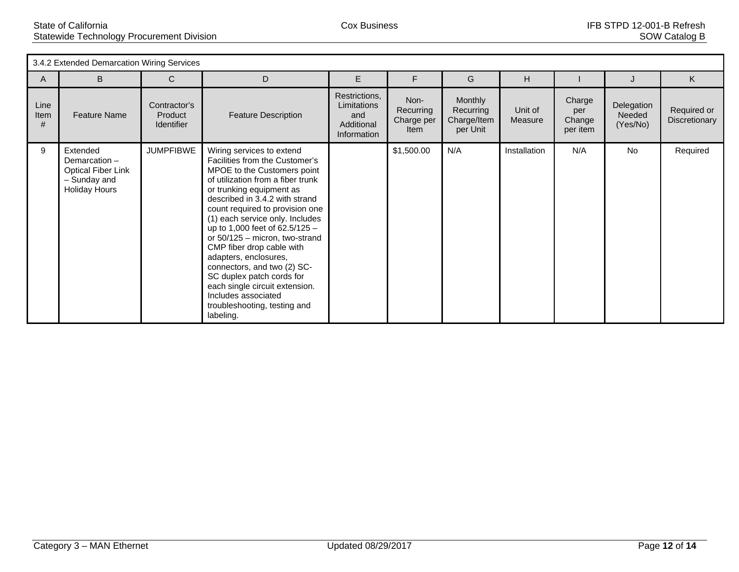| 3.4.2 Extended Demarcation Wiring Services | | | | | | | | | | |
|---|---|---|---|---|---|---|---|---|---|---|
| A | B | C | D | E | F | G | H | I | J | K |
| Line Item # | Feature Name | Contractor's Product Identifier | Feature Description | Restrictions, Limitations and Additional Information | Non-Recurring Charge per Item | Monthly Recurring Charge/Item per Unit | Unit of Measure | Charge per Change per item | Delegation Needed (Yes/No) | Required or Discretionary |
| 9 | Extended Demarcation – Optical Fiber Link – Sunday and Holiday Hours | JUMPFIBWE | Wiring services to extend Facilities from the Customer's MPOE to the Customers point of utilization from a fiber trunk or trunking equipment as described in 3.4.2 with strand count required to provision one (1) each service only. Includes up to 1,000 feet of 62.5/125 – or 50/125 – micron, two-strand CMP fiber drop cable with adapters, enclosures, connectors, and two (2) SC-SC duplex patch cords for each single circuit extension. Includes associated troubleshooting, testing and labeling. | | $1,500.00 | N/A | Installation | N/A | No | Required |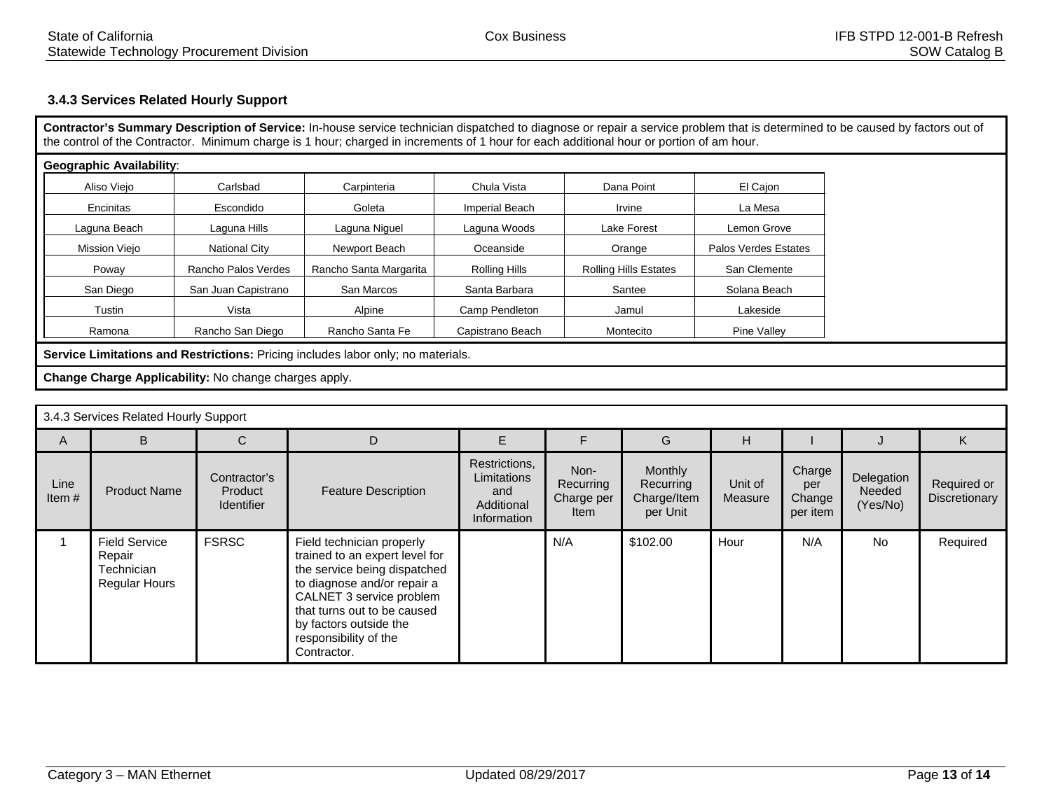### 3.4.3 Services Related Hourly Support

**Contractor's Summary Description of Service:** In-house service technician dispatched to diagnose or repair a service problem that is determined to be caused by factors out of the control of the Contractor. Minimum charge is 1 hour; charged in increments of 1 hour for each additional hour or portion of am hour.

**Geographic Availability**:

| | | | | | |
|---|---|---|---|---|---|
| Aliso Viejo | Carlsbad | Carpinteria | Chula Vista | Dana Point | El Cajon |
| Encinitas | Escondido | Goleta | Imperial Beach | Irvine | La Mesa |
| Laguna Beach | Laguna Hills | Laguna Niguel | Laguna Woods | Lake Forest | Lemon Grove |
| Mission Viejo | National City | Newport Beach | Oceanside | Orange | Palos Verdes Estates |
| Poway | Rancho Palos Verdes | Rancho Santa Margarita | Rolling Hills | Rolling Hills Estates | San Clemente |
| San Diego | San Juan Capistrano | San Marcos | Santa Barbara | Santee | Solana Beach |
| Tustin | Vista | Alpine | Camp Pendleton | Jamul | Lakeside |
| Ramona | Rancho San Diego | Rancho Santa Fe | Capistrano Beach | Montecito | Pine Valley |

**Service Limitations and Restrictions:** Pricing includes labor only; no materials.

**Change Charge Applicability:** No change charges apply.

| 3.4.3 Services Related Hourly Support | | | | | | | | | | |
|---|---|---|---|---|---|---|---|---|---|---|
| A | B | C | D | E | F | G | H | I | J | K |
| Line Item # | Product Name | Contractor's Product Identifier | Feature Description | Restrictions, Limitations and Additional Information | Non-Recurring Charge per Item | Monthly Recurring Charge/Item per Unit | Unit of Measure | Charge per Change per item | Delegation Needed (Yes/No) | Required or Discretionary |
| 1 | Field Service Repair Technician Regular Hours | FSRSC | Field technician properly trained to an expert level for the service being dispatched to diagnose and/or repair a CALNET 3 service problem that turns out to be caused by factors outside the responsibility of the Contractor. | | N/A | $102.00 | Hour | N/A | No | Required |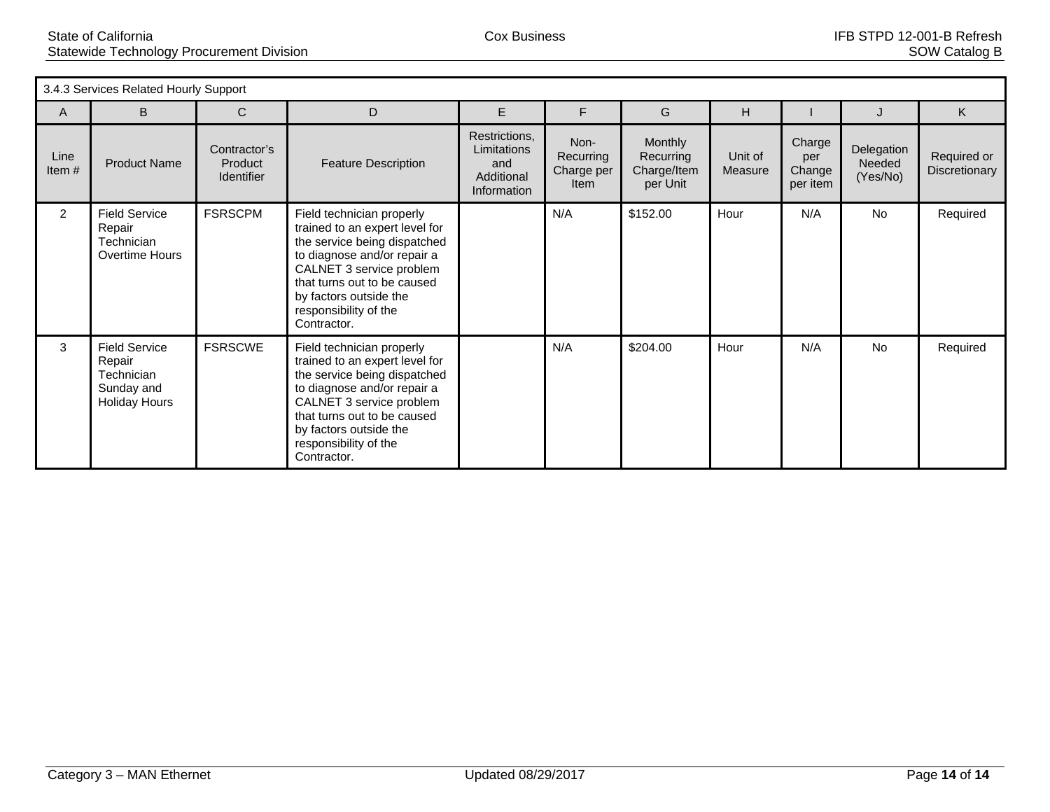| 3.4.3 Services Related Hourly Support | | | | | | | | | | |
|---|---|---|---|---|---|---|---|---|---|---|
| A | B | C | D | E | F | G | H | I | J | K |
| Line Item # | Product Name | Contractor's Product Identifier | Feature Description | Restrictions, Limitations and Additional Information | Non-Recurring Charge per Item | Monthly Recurring Charge/Item per Unit | Unit of Measure | Charge per Change per item | Delegation Needed (Yes/No) | Required or Discretionary |
| 2 | Field Service Repair Technician Overtime Hours | FSRSCPM | Field technician properly trained to an expert level for the service being dispatched to diagnose and/or repair a CALNET 3 service problem that turns out to be caused by factors outside the responsibility of the Contractor. | | N/A | $152.00 | Hour | N/A | No | Required |
| 3 | Field Service Repair Technician Sunday and Holiday Hours | FSRSCWE | Field technician properly trained to an expert level for the service being dispatched to diagnose and/or repair a CALNET 3 service problem that turns out to be caused by factors outside the responsibility of the Contractor. | | N/A | $204.00 | Hour | N/A | No | Required |